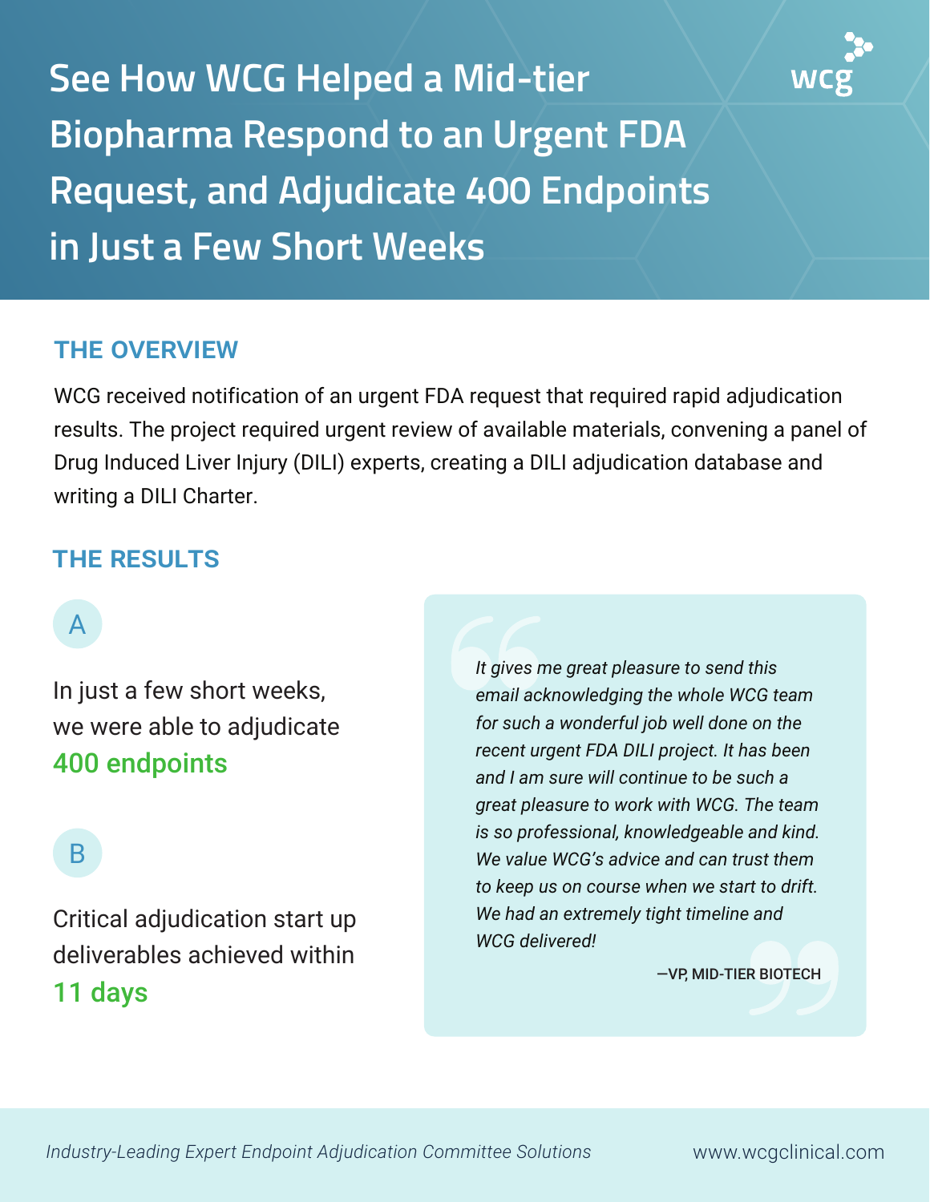# See How WCG Helped a Mid-tier Biopharma Respond to an Urgent FDA Request, and Adjudicate 400 Endpoints in Just a Few Short Weeks

## THE OVERVIEW

WCG received notification of an urgent FDA request that required rapid adjudication results. The project required urgent review of available materials, convening a panel of Drug Induced Liver Injury (DILI) experts, creating a DILI adjudication database and writing a DILI Charter.

## THE RESULTS

**A**

In just a few short weeks, we were able to adjudicate **400 endpoints**

**B**

Critical adjudication start up deliverables achieved within **11 days**

> *It gives me great pleasure to send this email acknowledging the whole WCG team for such a wonderful job well done on the recent urgent FDA DILI project. It has been and I am sure will continue to be such a great pleasure to work with WCG. The team is so professional, knowledgeable and kind. We value WCG's advice and can trust them to keep us on course when we start to drift. We had an extremely tight timeline and WCG delivered!*
>
> —VP, MID-TIER BIOTECH

*Industry-Leading Expert Endpoint Adjudication Committee Solutions*

www.wcgclinical.com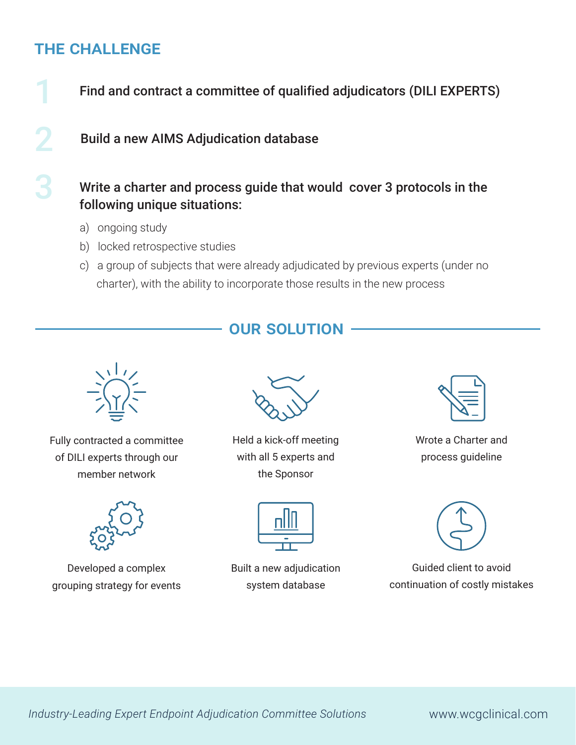## THE CHALLENGE

1. Find and contract a committee of qualified adjudicators (DILI EXPERTS)

2. Build a new AIMS Adjudication database

3. Write a charter and process guide that would cover 3 protocols in the following unique situations:

   a) ongoing study

   b) locked retrospective studies

   c) a group of subjects that were already adjudicated by previous experts (under no charter), with the ability to incorporate those results in the new process

## OUR SOLUTION

Fully contracted a committee of DILI experts through our member network

Held a kick-off meeting with all 5 experts and the Sponsor

Wrote a Charter and process guideline

Developed a complex grouping strategy for events

Built a new adjudication system database

Guided client to avoid continuation of costly mistakes

*Industry-Leading Expert Endpoint Adjudication Committee Solutions*

www.wcgclinical.com